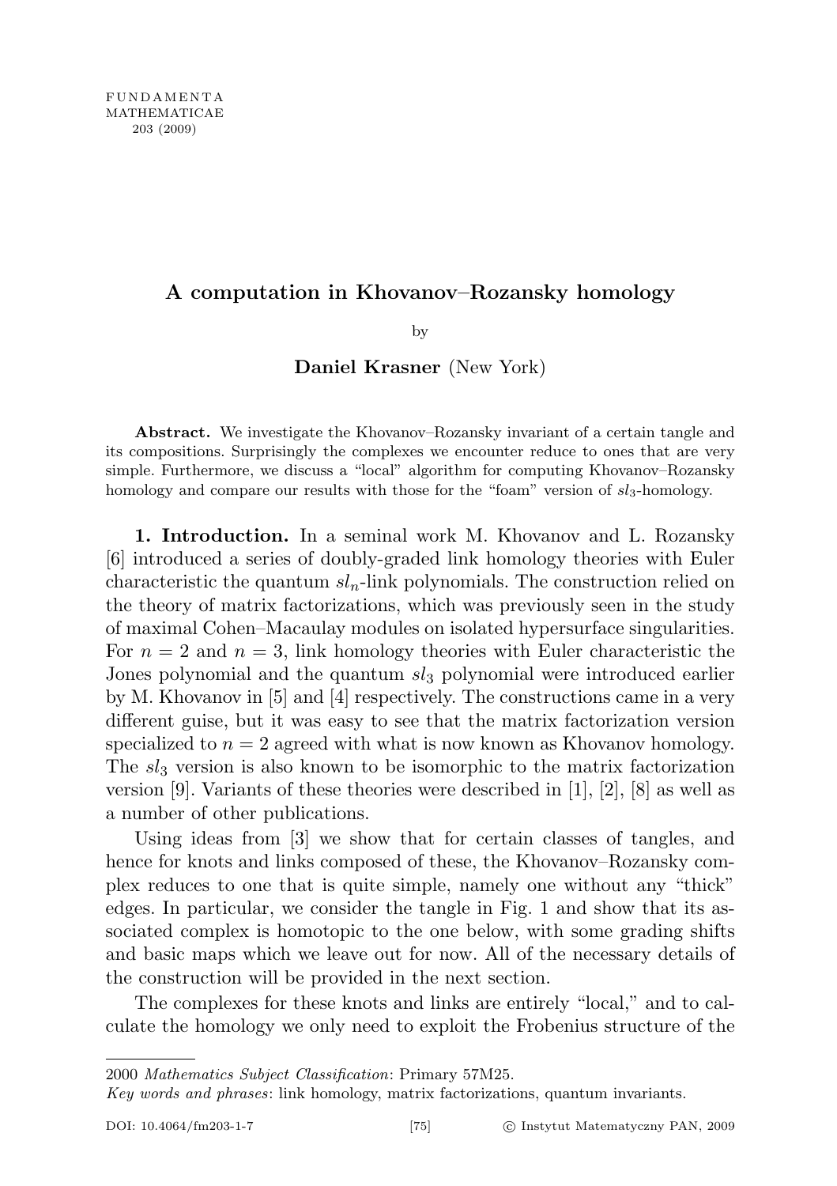FUNDAMENTA
MATHEMATICAE
203 (2009)

# A computation in Khovanov–Rozansky homology

by

**Daniel Krasner** (New York)

**Abstract.** We investigate the Khovanov–Rozansky invariant of a certain tangle and its compositions. Surprisingly the complexes we encounter reduce to ones that are very simple. Furthermore, we discuss a "local" algorithm for computing Khovanov–Rozansky homology and compare our results with those for the "foam" version of $sl_3$-homology.

**1. Introduction.** In a seminal work M. Khovanov and L. Rozansky [6] introduced a series of doubly-graded link homology theories with Euler characteristic the quantum $sl_n$-link polynomials. The construction relied on the theory of matrix factorizations, which was previously seen in the study of maximal Cohen–Macaulay modules on isolated hypersurface singularities. For $n = 2$ and $n = 3$, link homology theories with Euler characteristic the Jones polynomial and the quantum $sl_3$ polynomial were introduced earlier by M. Khovanov in [5] and [4] respectively. The constructions came in a very different guise, but it was easy to see that the matrix factorization version specialized to $n = 2$ agreed with what is now known as Khovanov homology. The $sl_3$ version is also known to be isomorphic to the matrix factorization version [9]. Variants of these theories were described in [1], [2], [8] as well as a number of other publications.

Using ideas from [3] we show that for certain classes of tangles, and hence for knots and links composed of these, the Khovanov–Rozansky complex reduces to one that is quite simple, namely one without any "thick" edges. In particular, we consider the tangle in Fig. 1 and show that its associated complex is homotopic to the one below, with some grading shifts and basic maps which we leave out for now. All of the necessary details of the construction will be provided in the next section.

The complexes for these knots and links are entirely "local," and to calculate the homology we only need to exploit the Frobenius structure of the

2000 *Mathematics Subject Classification*: Primary 57M25.
*Key words and phrases*: link homology, matrix factorizations, quantum invariants.

DOI: 10.4064/fm203-1-7 © Instytut Matematyczny PAN, 2009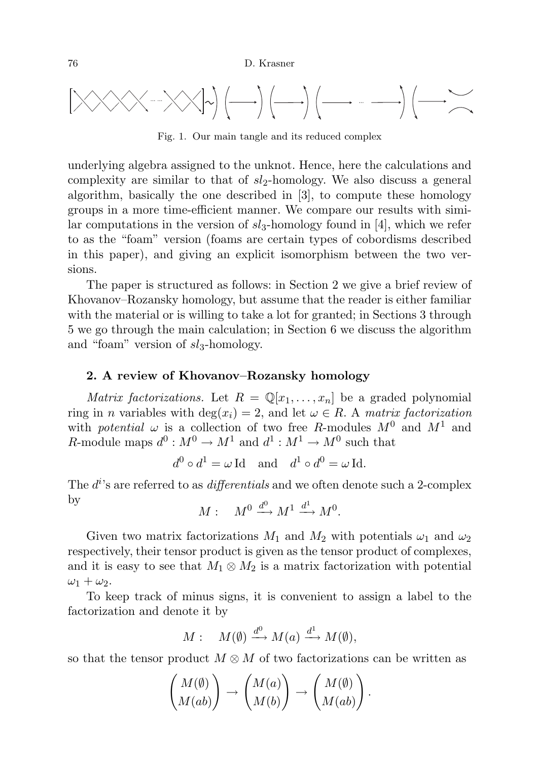Fig. 1. Our main tangle and its reduced complex

underlying algebra assigned to the unknot. Hence, here the calculations and complexity are similar to that of $sl_2$-homology. We also discuss a general algorithm, basically the one described in [3], to compute these homology groups in a more time-efficient manner. We compare our results with similar computations in the version of $sl_3$-homology found in [4], which we refer to as the "foam" version (foams are certain types of cobordisms described in this paper), and giving an explicit isomorphism between the two versions.

The paper is structured as follows: in Section 2 we give a brief review of Khovanov–Rozansky homology, but assume that the reader is either familiar with the material or is willing to take a lot for granted; in Sections 3 through 5 we go through the main calculation; in Section 6 we discuss the algorithm and "foam" version of $sl_3$-homology.

## 2. A review of Khovanov–Rozansky homology

*Matrix factorizations.* Let $R = \mathbb{Q}[x_1, \ldots, x_n]$ be a graded polynomial ring in $n$ variables with $\deg(x_i) = 2$, and let $\omega \in R$. A *matrix factorization* with *potential* $\omega$ is a collection of two free $R$-modules $M^0$ and $M^1$ and $R$-module maps $d^0 : M^0 \to M^1$ and $d^1 : M^1 \to M^0$ such that

$$d^0 \circ d^1 = \omega \,\mathrm{Id} \quad \text{and} \quad d^1 \circ d^0 = \omega \,\mathrm{Id}.$$

The $d^i$'s are referred to as *differentials* and we often denote such a 2-complex by

$$M : \quad M^0 \xrightarrow{d^0} M^1 \xrightarrow{d^1} M^0.$$

Given two matrix factorizations $M_1$ and $M_2$ with potentials $\omega_1$ and $\omega_2$ respectively, their tensor product is given as the tensor product of complexes, and it is easy to see that $M_1 \otimes M_2$ is a matrix factorization with potential $\omega_1 + \omega_2$.

To keep track of minus signs, it is convenient to assign a label to the factorization and denote it by

$$M : \quad M(\emptyset) \xrightarrow{d^0} M(a) \xrightarrow{d^1} M(\emptyset),$$

so that the tensor product $M \otimes M$ of two factorizations can be written as

$$\begin{pmatrix} M(\emptyset) \\ M(ab) \end{pmatrix} \to \begin{pmatrix} M(a) \\ M(b) \end{pmatrix} \to \begin{pmatrix} M(\emptyset) \\ M(ab) \end{pmatrix}.$$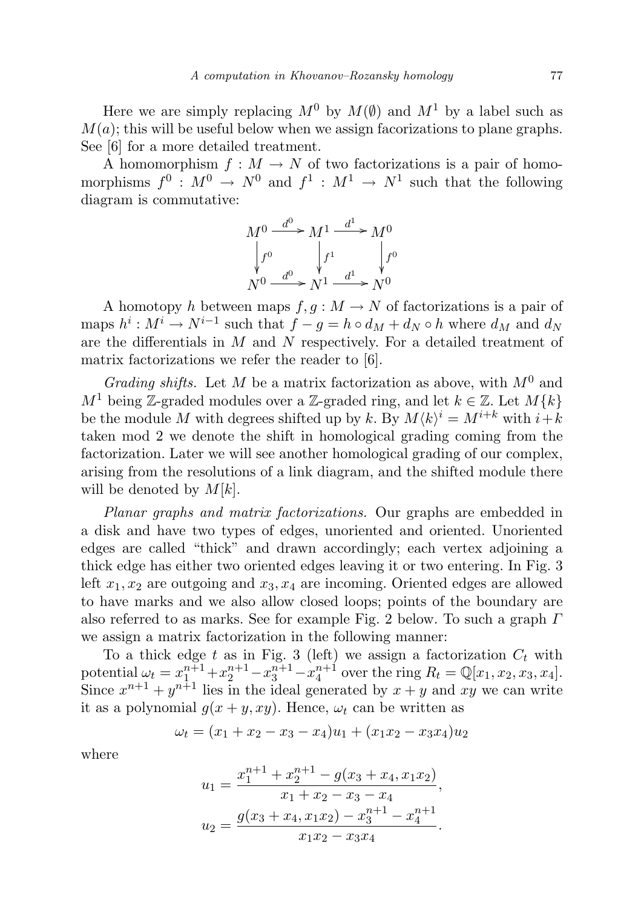Here we are simply replacing $M^0$ by $M(\emptyset)$ and $M^1$ by a label such as $M(a)$; this will be useful below when we assign facorizations to plane graphs. See [6] for a more detailed treatment.

A homomorphism $f : M \to N$ of two factorizations is a pair of homomorphisms $f^0 : M^0 \to N^0$ and $f^1 : M^1 \to N^1$ such that the following diagram is commutative:

$$\begin{array}{ccccc} M^0 & \xrightarrow{d^0} & M^1 & \xrightarrow{d^1} & M^0 \\ \downarrow{\scriptstyle f^0} & & \downarrow{\scriptstyle f^1} & & \downarrow{\scriptstyle f^0} \\ N^0 & \xrightarrow{d^0} & N^1 & \xrightarrow{d^1} & N^0 \end{array}$$

A homotopy $h$ between maps $f, g : M \to N$ of factorizations is a pair of maps $h^i : M^i \to N^{i-1}$ such that $f - g = h \circ d_M + d_N \circ h$ where $d_M$ and $d_N$ are the differentials in $M$ and $N$ respectively. For a detailed treatment of matrix factorizations we refer the reader to [6].

*Grading shifts.* Let $M$ be a matrix factorization as above, with $M^0$ and $M^1$ being $\mathbb{Z}$-graded modules over a $\mathbb{Z}$-graded ring, and let $k \in \mathbb{Z}$. Let $M\{k\}$ be the module $M$ with degrees shifted up by $k$. By $M\langle k\rangle^i = M^{i+k}$ with $i+k$ taken mod 2 we denote the shift in homological grading coming from the factorization. Later we will see another homological grading of our complex, arising from the resolutions of a link diagram, and the shifted module there will be denoted by $M[k]$.

*Planar graphs and matrix factorizations.* Our graphs are embedded in a disk and have two types of edges, unoriented and oriented. Unoriented edges are called "thick" and drawn accordingly; each vertex adjoining a thick edge has either two oriented edges leaving it or two entering. In Fig. 3 left $x_1, x_2$ are outgoing and $x_3, x_4$ are incoming. Oriented edges are allowed to have marks and we also allow closed loops; points of the boundary are also referred to as marks. See for example Fig. 2 below. To such a graph $\Gamma$ we assign a matrix factorization in the following manner:

To a thick edge $t$ as in Fig. 3 (left) we assign a factorization $C_t$ with potential $\omega_t = x_1^{n+1} + x_2^{n+1} - x_3^{n+1} - x_4^{n+1}$ over the ring $R_t = \mathbb{Q}[x_1, x_2, x_3, x_4]$. Since $x^{n+1} + y^{n+1}$ lies in the ideal generated by $x + y$ and $xy$ we can write it as a polynomial $g(x + y, xy)$. Hence, $\omega_t$ can be written as

$$\omega_t = (x_1 + x_2 - x_3 - x_4)u_1 + (x_1x_2 - x_3x_4)u_2$$

where

$$u_1 = \frac{x_1^{n+1} + x_2^{n+1} - g(x_3 + x_4, x_1x_2)}{x_1 + x_2 - x_3 - x_4},$$
$$u_2 = \frac{g(x_3 + x_4, x_1x_2) - x_3^{n+1} - x_4^{n+1}}{x_1x_2 - x_3x_4}.$$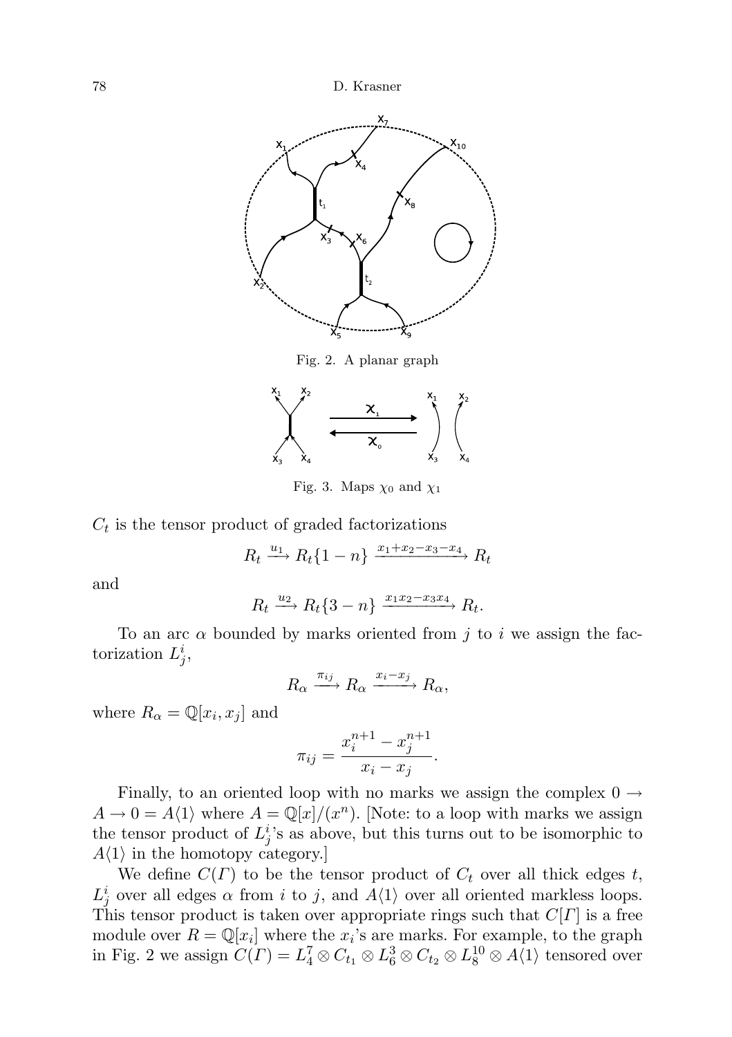Fig. 2. A planar graph

Fig. 3. Maps $\chi_0$ and $\chi_1$

$C_t$ is the tensor product of graded factorizations

$$R_t \xrightarrow{u_1} R_t\{1-n\} \xrightarrow{x_1+x_2-x_3-x_4} R_t$$

and

$$R_t \xrightarrow{u_2} R_t\{3-n\} \xrightarrow{x_1x_2-x_3x_4} R_t.$$

To an arc $\alpha$ bounded by marks oriented from $j$ to $i$ we assign the factorization $L^i_j$,

$$R_\alpha \xrightarrow{\pi_{ij}} R_\alpha \xrightarrow{x_i-x_j} R_\alpha,$$

where $R_\alpha = \mathbb{Q}[x_i, x_j]$ and

$$\pi_{ij} = \frac{x_i^{n+1} - x_j^{n+1}}{x_i - x_j}.$$

Finally, to an oriented loop with no marks we assign the complex $0 \to A \to 0 = A\langle 1\rangle$ where $A = \mathbb{Q}[x]/(x^n)$. [Note: to a loop with marks we assign the tensor product of $L^i_j$'s as above, but this turns out to be isomorphic to $A\langle 1\rangle$ in the homotopy category.]

We define $C(\Gamma)$ to be the tensor product of $C_t$ over all thick edges $t$, $L^i_j$ over all edges $\alpha$ from $i$ to $j$, and $A\langle 1\rangle$ over all oriented markless loops. This tensor product is taken over appropriate rings such that $C[\Gamma]$ is a free module over $R = \mathbb{Q}[x_i]$ where the $x_i$'s are marks. For example, to the graph in Fig. 2 we assign $C(\Gamma) = L^7_4 \otimes C_{t_1} \otimes L^3_6 \otimes C_{t_2} \otimes L^{10}_8 \otimes A\langle 1\rangle$ tensored over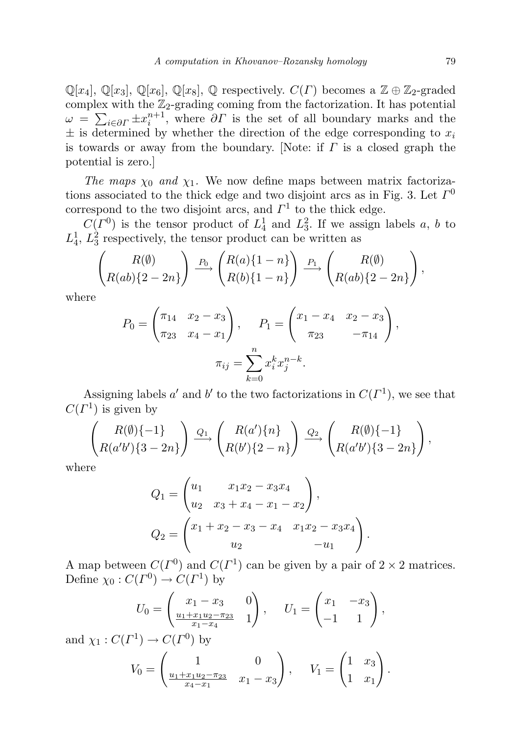$\mathbb{Q}[x_4]$, $\mathbb{Q}[x_3]$, $\mathbb{Q}[x_6]$, $\mathbb{Q}[x_8]$, $\mathbb{Q}$ respectively. $C(\Gamma)$ becomes a $\mathbb{Z}\oplus\mathbb{Z}_2$-graded complex with the $\mathbb{Z}_2$-grading coming from the factorization. It has potential $\omega = \sum_{i\in\partial\Gamma} \pm x_i^{n+1}$, where $\partial\Gamma$ is the set of all boundary marks and the $\pm$ is determined by whether the direction of the edge corresponding to $x_i$ is towards or away from the boundary. [Note: if $\Gamma$ is a closed graph the potential is zero.]

*The maps $\chi_0$ and $\chi_1$.* We now define maps between matrix factorizations associated to the thick edge and two disjoint arcs as in Fig. 3. Let $\Gamma^0$ correspond to the two disjoint arcs, and $\Gamma^1$ to the thick edge.

$C(\Gamma^0)$ is the tensor product of $L_4^1$ and $L_3^2$. If we assign labels $a$, $b$ to $L_4^1$, $L_3^2$ respectively, the tensor product can be written as

$$\begin{pmatrix} R(\emptyset) \\ R(ab)\{2-2n\} \end{pmatrix} \xrightarrow{P_0} \begin{pmatrix} R(a)\{1-n\} \\ R(b)\{1-n\} \end{pmatrix} \xrightarrow{P_1} \begin{pmatrix} R(\emptyset) \\ R(ab)\{2-2n\} \end{pmatrix},$$

where

$$P_0 = \begin{pmatrix} \pi_{14} & x_2 - x_3 \\ \pi_{23} & x_4 - x_1 \end{pmatrix}, \qquad P_1 = \begin{pmatrix} x_1 - x_4 & x_2 - x_3 \\ \pi_{23} & -\pi_{14} \end{pmatrix},$$

$$\pi_{ij} = \sum_{k=0}^{n} x_i^k x_j^{n-k}.$$

Assigning labels $a'$ and $b'$ to the two factorizations in $C(\Gamma^1)$, we see that $C(\Gamma^1)$ is given by

$$\begin{pmatrix} R(\emptyset)\{-1\} \\ R(a'b')\{3-2n\} \end{pmatrix} \xrightarrow{Q_1} \begin{pmatrix} R(a')\{n\} \\ R(b')\{2-n\} \end{pmatrix} \xrightarrow{Q_2} \begin{pmatrix} R(\emptyset)\{-1\} \\ R(a'b')\{3-2n\} \end{pmatrix},$$

where

$$Q_1 = \begin{pmatrix} u_1 & x_1x_2 - x_3x_4 \\ u_2 & x_3 + x_4 - x_1 - x_2 \end{pmatrix},$$

$$Q_2 = \begin{pmatrix} x_1 + x_2 - x_3 - x_4 & x_1x_2 - x_3x_4 \\ u_2 & -u_1 \end{pmatrix}.$$

A map between $C(\Gamma^0)$ and $C(\Gamma^1)$ can be given by a pair of $2\times 2$ matrices. Define $\chi_0 : C(\Gamma^0) \to C(\Gamma^1)$ by

$$U_0 = \begin{pmatrix} x_1 - x_3 & 0 \\ \frac{u_1 + x_1u_2 - \pi_{23}}{x_1 - x_4} & 1 \end{pmatrix}, \qquad U_1 = \begin{pmatrix} x_1 & -x_3 \\ -1 & 1 \end{pmatrix},$$

and $\chi_1 : C(\Gamma^1) \to C(\Gamma^0)$ by

$$V_0 = \begin{pmatrix} 1 & 0 \\ \frac{u_1 + x_1u_2 - \pi_{23}}{x_4 - x_1} & x_1 - x_3 \end{pmatrix}, \qquad V_1 = \begin{pmatrix} 1 & x_3 \\ 1 & x_1 \end{pmatrix}.$$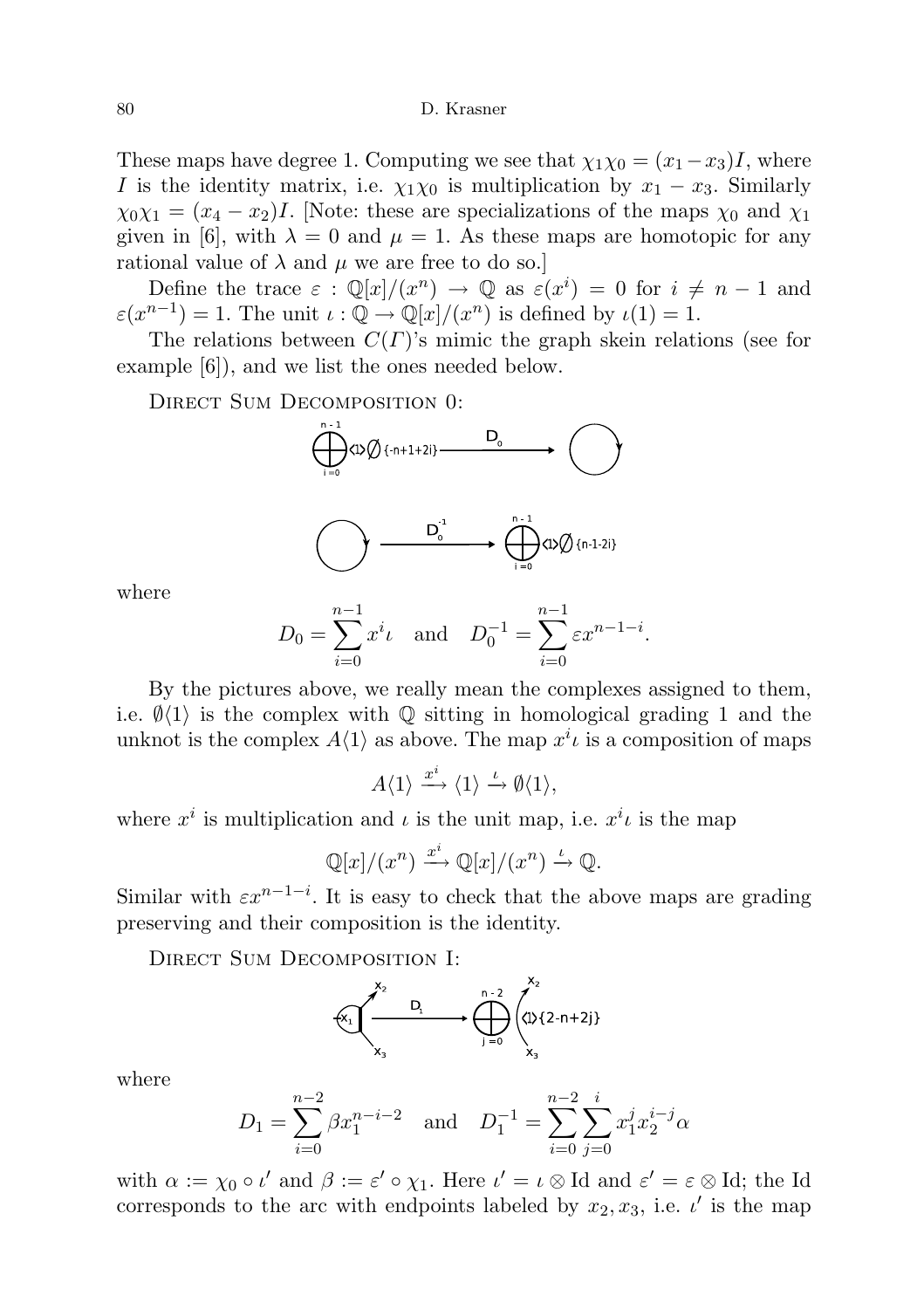These maps have degree 1. Computing we see that $\chi_1\chi_0 = (x_1 - x_3)I$, where $I$ is the identity matrix, i.e. $\chi_1\chi_0$ is multiplication by $x_1 - x_3$. Similarly $\chi_0\chi_1 = (x_4 - x_2)I$. [Note: these are specializations of the maps $\chi_0$ and $\chi_1$ given in [6], with $\lambda = 0$ and $\mu = 1$. As these maps are homotopic for any rational value of $\lambda$ and $\mu$ we are free to do so.]

Define the trace $\varepsilon : \mathbb{Q}[x]/(x^n) \to \mathbb{Q}$ as $\varepsilon(x^i) = 0$ for $i \neq n-1$ and $\varepsilon(x^{n-1}) = 1$. The unit $\iota : \mathbb{Q} \to \mathbb{Q}[x]/(x^n)$ is defined by $\iota(1) = 1$.

The relations between $C(\Gamma)$'s mimic the graph skein relations (see for example [6]), and we list the ones needed below.

Direct Sum Decomposition 0:

$$\bigoplus_{i=0}^{n-1} \langle 1\rangle \emptyset \{-n+1+2i\} \xrightarrow{D_0} \bigcirc$$

$$\bigcirc \xrightarrow{D_0^{-1}} \bigoplus_{i=0}^{n-1} \langle 1\rangle \emptyset \{n-1-2i\}$$

where

$$D_0 = \sum_{i=0}^{n-1} x^i \iota \quad \text{and} \quad D_0^{-1} = \sum_{i=0}^{n-1} \varepsilon x^{n-1-i}.$$

By the pictures above, we really mean the complexes assigned to them, i.e. $\emptyset\langle 1\rangle$ is the complex with $\mathbb{Q}$ sitting in homological grading 1 and the unknot is the complex $A\langle 1\rangle$ as above. The map $x^i\iota$ is a composition of maps

$$A\langle 1\rangle \xrightarrow{x^i} \langle 1\rangle \xrightarrow{\iota} \emptyset\langle 1\rangle,$$

where $x^i$ is multiplication and $\iota$ is the unit map, i.e. $x^i\iota$ is the map

$$\mathbb{Q}[x]/(x^n) \xrightarrow{x^i} \mathbb{Q}[x]/(x^n) \xrightarrow{\iota} \mathbb{Q}.$$

Similar with $\varepsilon x^{n-1-i}$. It is easy to check that the above maps are grading preserving and their composition is the identity.

Direct Sum Decomposition I:

$$\text{(graph with loop at } x_1\text{, endpoints } x_2, x_3) \xrightarrow{D_1} \bigoplus_{j=0}^{n-2} \langle 1\rangle\{2-n+2j\} \text{ (arc with endpoints } x_2, x_3)$$

where

$$D_1 = \sum_{i=0}^{n-2} \beta x_1^{n-i-2} \quad \text{and} \quad D_1^{-1} = \sum_{i=0}^{n-2}\sum_{j=0}^{i} x_1^j x_2^{i-j}\alpha$$

with $\alpha := \chi_0 \circ \iota'$ and $\beta := \varepsilon' \circ \chi_1$. Here $\iota' = \iota \otimes \mathrm{Id}$ and $\varepsilon' = \varepsilon \otimes \mathrm{Id}$; the Id corresponds to the arc with endpoints labeled by $x_2, x_3$, i.e. $\iota'$ is the map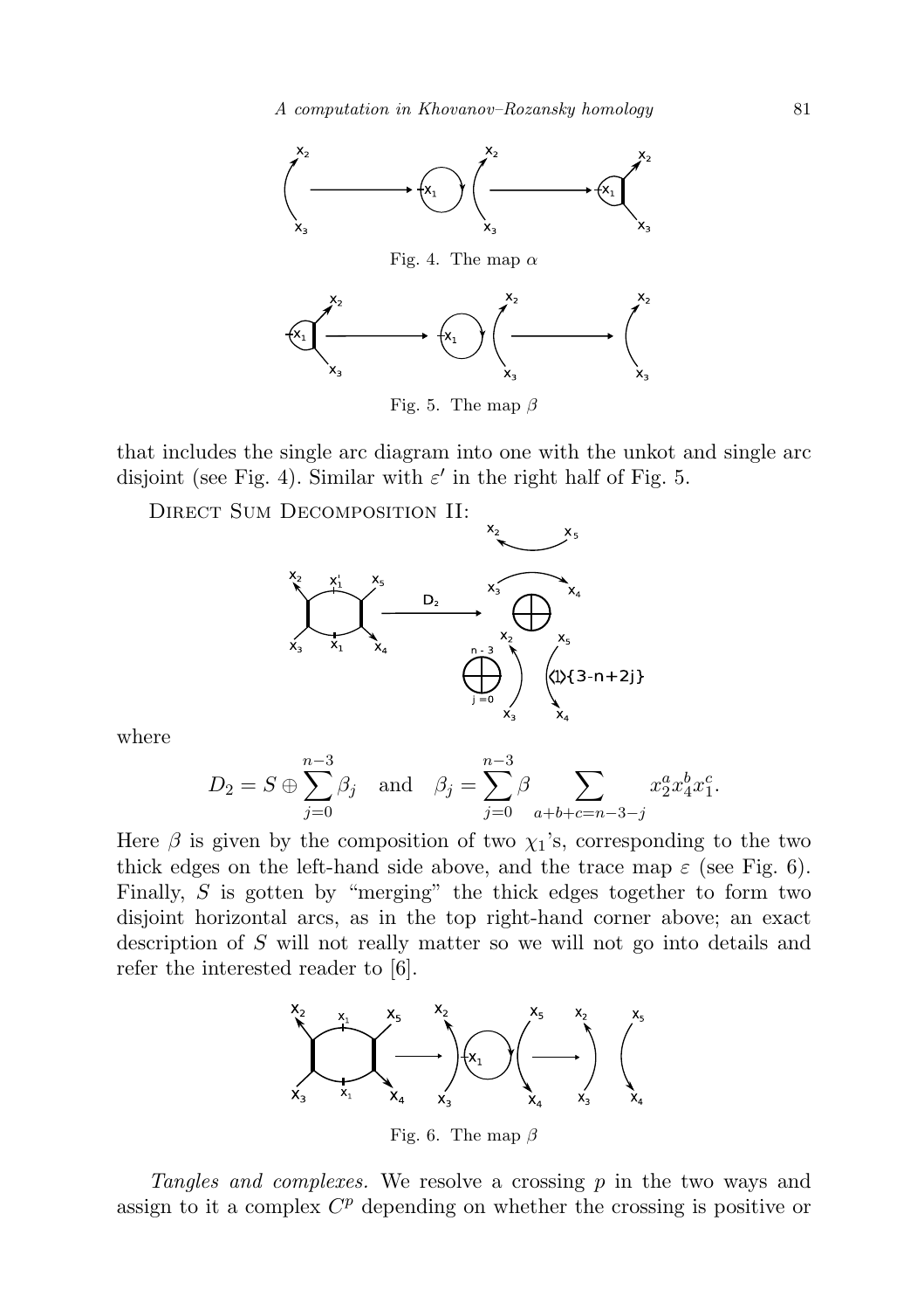Fig. 4. The map $\alpha$

Fig. 5. The map $\beta$

that includes the single arc diagram into one with the unkot and single arc disjoint (see Fig. 4). Similar with $\varepsilon'$ in the right half of Fig. 5.

Direct Sum Decomposition II:

where

$$D_2 = S \oplus \sum_{j=0}^{n-3} \beta_j \quad \text{and} \quad \beta_j = \sum_{j=0}^{n-3} \beta \sum_{a+b+c=n-3-j} x_2^a x_4^b x_1^c.$$

Here $\beta$ is given by the composition of two $\chi_1$'s, corresponding to the two thick edges on the left-hand side above, and the trace map $\varepsilon$ (see Fig. 6). Finally, $S$ is gotten by "merging" the thick edges together to form two disjoint horizontal arcs, as in the top right-hand corner above; an exact description of $S$ will not really matter so we will not go into details and refer the interested reader to [6].

Fig. 6. The map $\beta$

*Tangles and complexes.* We resolve a crossing $p$ in the two ways and assign to it a complex $C^p$ depending on whether the crossing is positive or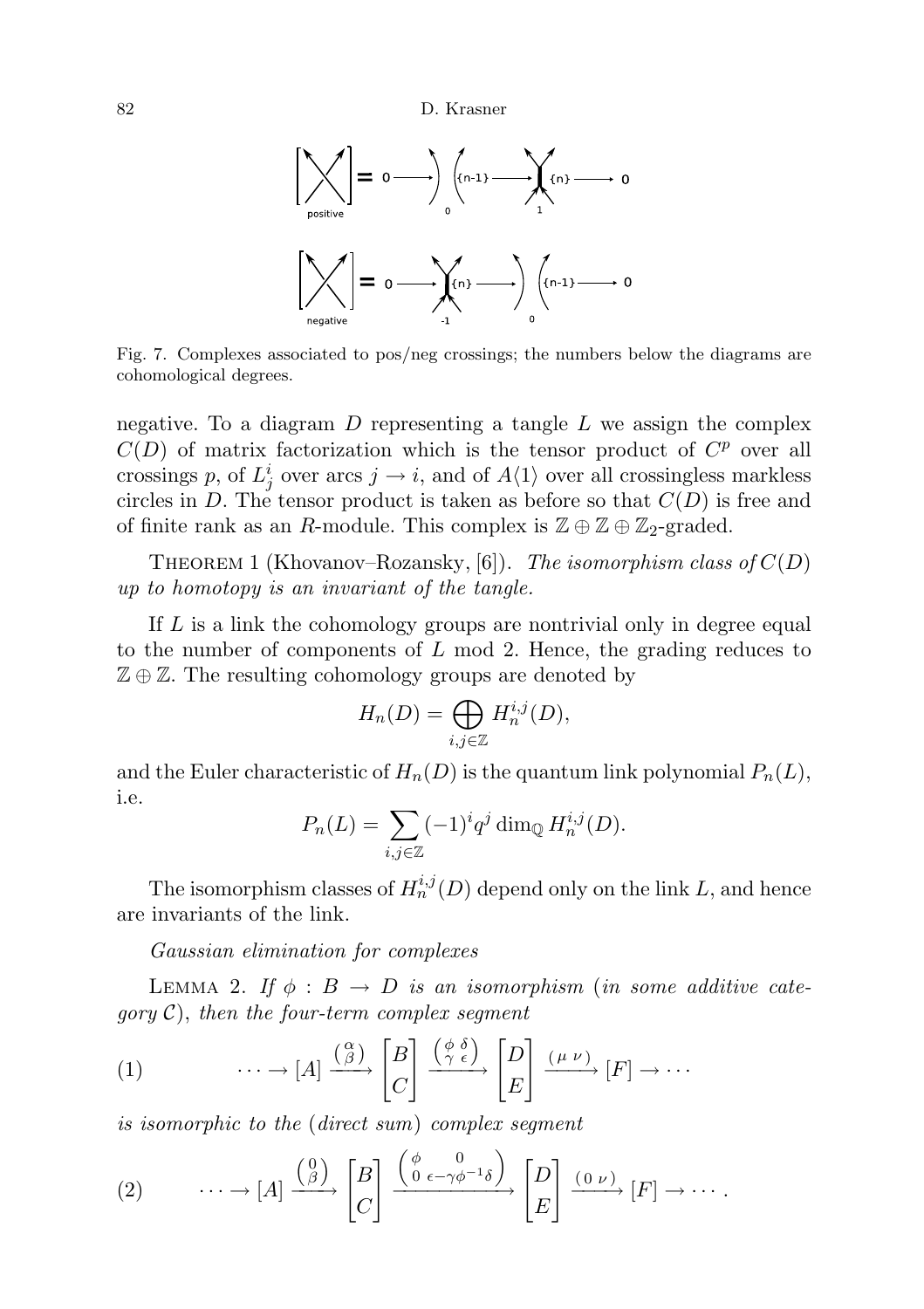Fig. 7. Complexes associated to pos/neg crossings; the numbers below the diagrams are cohomological degrees.

negative. To a diagram $D$ representing a tangle $L$ we assign the complex $C(D)$ of matrix factorization which is the tensor product of $C^p$ over all crossings $p$, of $L^i_j$ over arcs $j \to i$, and of $A\langle 1\rangle$ over all crossingless markless circles in $D$. The tensor product is taken as before so that $C(D)$ is free and of finite rank as an $R$-module. This complex is $\mathbb{Z} \oplus \mathbb{Z} \oplus \mathbb{Z}_2$-graded.

Theorem 1 (Khovanov–Rozansky, [6]). *The isomorphism class of $C(D)$ up to homotopy is an invariant of the tangle.*

If $L$ is a link the cohomology groups are nontrivial only in degree equal to the number of components of $L$ mod 2. Hence, the grading reduces to $\mathbb{Z} \oplus \mathbb{Z}$. The resulting cohomology groups are denoted by

$$H_n(D) = \bigoplus_{i,j \in \mathbb{Z}} H^{i,j}_n(D),$$

and the Euler characteristic of $H_n(D)$ is the quantum link polynomial $P_n(L)$, i.e.

$$P_n(L) = \sum_{i,j \in \mathbb{Z}} (-1)^i q^j \dim_{\mathbb{Q}} H^{i,j}_n(D).$$

The isomorphism classes of $H^{i,j}_n(D)$ depend only on the link $L$, and hence are invariants of the link.

*Gaussian elimination for complexes*

Lemma 2. *If $\phi : B \to D$ is an isomorphism (in some additive category $\mathcal{C}$), then the four-term complex segment*

$$(1) \qquad \cdots \to [A] \xrightarrow{\begin{pmatrix}\alpha \\ \beta\end{pmatrix}} \begin{bmatrix} B \\ C \end{bmatrix} \xrightarrow{\begin{pmatrix}\phi & \delta \\ \gamma & \epsilon\end{pmatrix}} \begin{bmatrix} D \\ E \end{bmatrix} \xrightarrow{\begin{pmatrix}\mu & \nu\end{pmatrix}} [F] \to \cdots$$

*is isomorphic to the (direct sum) complex segment*

$$(2) \qquad \cdots \to [A] \xrightarrow{\begin{pmatrix}0 \\ \beta\end{pmatrix}} \begin{bmatrix} B \\ C \end{bmatrix} \xrightarrow{\begin{pmatrix}\phi & 0 \\ 0 & \epsilon - \gamma\phi^{-1}\delta\end{pmatrix}} \begin{bmatrix} D \\ E \end{bmatrix} \xrightarrow{\begin{pmatrix}0 & \nu\end{pmatrix}} [F] \to \cdots .$$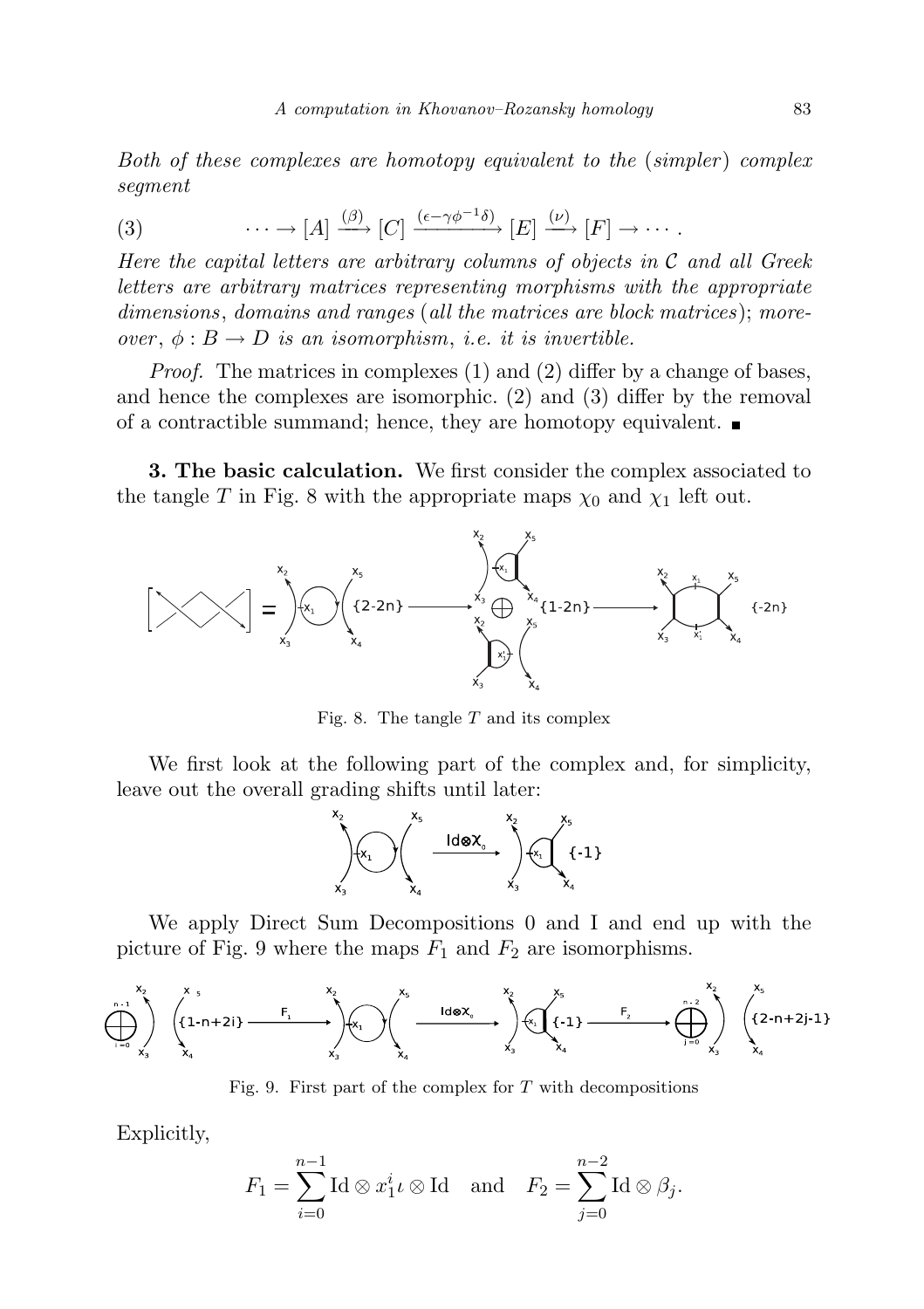*Both of these complexes are homotopy equivalent to the (simpler) complex segment*

$$(3) \qquad \cdots \to [A] \xrightarrow{(\beta)} [C] \xrightarrow{(\epsilon - \gamma\phi^{-1}\delta)} [E] \xrightarrow{(\nu)} [F] \to \cdots.$$

*Here the capital letters are arbitrary columns of objects in $\mathcal{C}$ and all Greek letters are arbitrary matrices representing morphisms with the appropriate dimensions, domains and ranges (all the matrices are block matrices); moreover, $\phi : B \to D$ is an isomorphism, i.e. it is invertible.*

*Proof.* The matrices in complexes (1) and (2) differ by a change of bases, and hence the complexes are isomorphic. (2) and (3) differ by the removal of a contractible summand; hence, they are homotopy equivalent. ■

**3. The basic calculation.** We first consider the complex associated to the tangle $T$ in Fig. 8 with the appropriate maps $\chi_0$ and $\chi_1$ left out.

Fig. 8. The tangle $T$ and its complex

We first look at the following part of the complex and, for simplicity, leave out the overall grading shifts until later:

We apply Direct Sum Decompositions 0 and I and end up with the picture of Fig. 9 where the maps $F_1$ and $F_2$ are isomorphisms.

Fig. 9. First part of the complex for $T$ with decompositions

Explicitly,

$$F_1 = \sum_{i=0}^{n-1} \mathrm{Id} \otimes x_1^i \iota \otimes \mathrm{Id} \quad \text{and} \quad F_2 = \sum_{j=0}^{n-2} \mathrm{Id} \otimes \beta_j.$$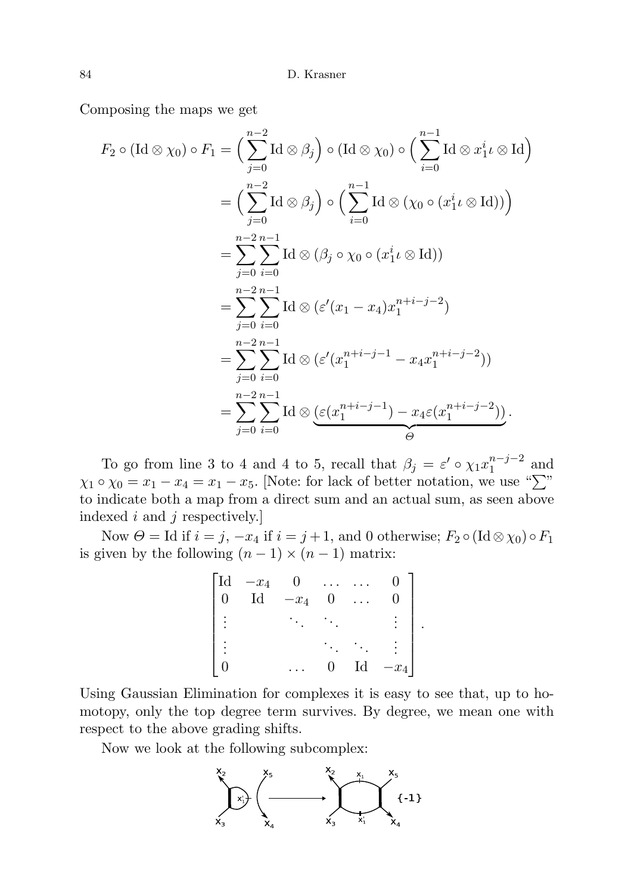Composing the maps we get

$$
\begin{aligned}
F_2 \circ (\mathrm{Id} \otimes \chi_0) \circ F_1 &= \Big( \sum_{j=0}^{n-2} \mathrm{Id} \otimes \beta_j \Big) \circ (\mathrm{Id} \otimes \chi_0) \circ \Big( \sum_{i=0}^{n-1} \mathrm{Id} \otimes x_1^i \iota \otimes \mathrm{Id} \Big) \\
&= \Big( \sum_{j=0}^{n-2} \mathrm{Id} \otimes \beta_j \Big) \circ \Big( \sum_{i=0}^{n-1} \mathrm{Id} \otimes (\chi_0 \circ (x_1^i \iota \otimes \mathrm{Id})) \Big) \\
&= \sum_{j=0}^{n-2} \sum_{i=0}^{n-1} \mathrm{Id} \otimes (\beta_j \circ \chi_0 \circ (x_1^i \iota \otimes \mathrm{Id})) \\
&= \sum_{j=0}^{n-2} \sum_{i=0}^{n-1} \mathrm{Id} \otimes (\varepsilon'(x_1 - x_4) x_1^{n+i-j-2}) \\
&= \sum_{j=0}^{n-2} \sum_{i=0}^{n-1} \mathrm{Id} \otimes (\varepsilon'(x_1^{n+i-j-1} - x_4 x_1^{n+i-j-2})) \\
&= \sum_{j=0}^{n-2} \sum_{i=0}^{n-1} \mathrm{Id} \otimes \underbrace{(\varepsilon(x_1^{n+i-j-1}) - x_4 \varepsilon(x_1^{n+i-j-2}))}_{\Theta}.
\end{aligned}
$$

To go from line 3 to 4 and 4 to 5, recall that $\beta_j = \varepsilon' \circ \chi_1 x_1^{n-j-2}$ and $\chi_1 \circ \chi_0 = x_1 - x_4 = x_1 - x_5$. [Note: for lack of better notation, we use "$\sum$" to indicate both a map from a direct sum and an actual sum, as seen above indexed $i$ and $j$ respectively.]

Now $\Theta = \mathrm{Id}$ if $i = j$, $-x_4$ if $i = j+1$, and 0 otherwise; $F_2 \circ (\mathrm{Id} \otimes \chi_0) \circ F_1$ is given by the following $(n-1) \times (n-1)$ matrix:

$$
\begin{bmatrix}
\mathrm{Id} & -x_4 & 0 & \dots & \dots & 0 \\
0 & \mathrm{Id} & -x_4 & 0 & \dots & 0 \\
\vdots & & \ddots & \ddots & & \vdots \\
\vdots & & & \ddots & \ddots & \vdots \\
0 & & \dots & 0 & \mathrm{Id} & -x_4
\end{bmatrix}.
$$

Using Gaussian Elimination for complexes it is easy to see that, up to homotopy, only the top degree term survives. By degree, we mean one with respect to the above grading shifts.

Now we look at the following subcomplex: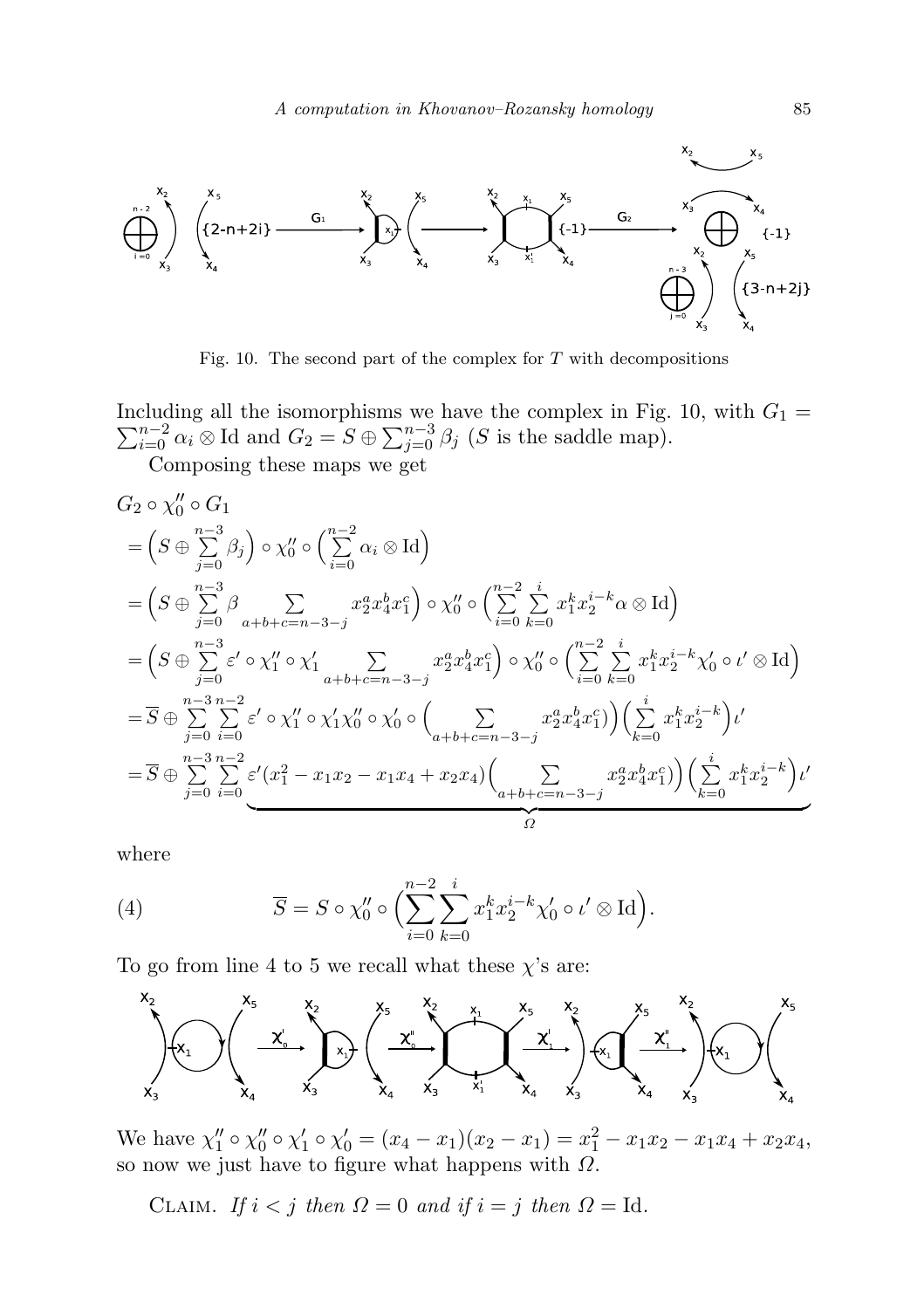Fig. 10. The second part of the complex for $T$ with decompositions

Including all the isomorphisms we have the complex in Fig. 10, with $G_1 = \sum_{i=0}^{n-2} \alpha_i \otimes \mathrm{Id}$ and $G_2 = S \oplus \sum_{j=0}^{n-3} \beta_j$ ($S$ is the saddle map).

Composing these maps we get

$$
\begin{aligned}
&G_2 \circ \chi_0'' \circ G_1 \\
&= \Big( S \oplus \sum_{j=0}^{n-3} \beta_j \Big) \circ \chi_0'' \circ \Big( \sum_{i=0}^{n-2} \alpha_i \otimes \mathrm{Id} \Big) \\
&= \Big( S \oplus \sum_{j=0}^{n-3} \beta \sum_{a+b+c=n-3-j} x_2^a x_4^b x_1^c \Big) \circ \chi_0'' \circ \Big( \sum_{i=0}^{n-2} \sum_{k=0}^{i} x_1^k x_2^{i-k} \alpha \otimes \mathrm{Id} \Big) \\
&= \Big( S \oplus \sum_{j=0}^{n-3} \varepsilon' \circ \chi_1'' \circ \chi_1' \sum_{a+b+c=n-3-j} x_2^a x_4^b x_1^c \Big) \circ \chi_0'' \circ \Big( \sum_{i=0}^{n-2} \sum_{k=0}^{i} x_1^k x_2^{i-k} \chi_0' \circ \iota' \otimes \mathrm{Id} \Big) \\
&= \overline{S} \oplus \sum_{j=0}^{n-3} \sum_{i=0}^{n-2} \varepsilon' \circ \chi_1'' \circ \chi_1' \chi_0'' \circ \chi_0' \circ \Big( \sum_{a+b+c=n-3-j} x_2^a x_4^b x_1^c \Big) \Big) \Big( \sum_{k=0}^{i} x_1^k x_2^{i-k} \Big) \iota' \\
&= \overline{S} \oplus \sum_{j=0}^{n-3} \sum_{i=0}^{n-2} \underbrace{\varepsilon' (x_1^2 - x_1 x_2 - x_1 x_4 + x_2 x_4) \Big( \sum_{a+b+c=n-3-j} x_2^a x_4^b x_1^c \Big) \Big( \sum_{k=0}^{i} x_1^k x_2^{i-k} \Big) \iota'}_{\Omega}
\end{aligned}
$$

where

$$
\overline{S} = S \circ \chi_0'' \circ \Big( \sum_{i=0}^{n-2} \sum_{k=0}^{i} x_1^k x_2^{i-k} \chi_0' \circ \iota' \otimes \mathrm{Id} \Big). \tag{4}
$$

To go from line 4 to 5 we recall what these $\chi$'s are:

We have $\chi_1'' \circ \chi_0'' \circ \chi_1' \circ \chi_0' = (x_4 - x_1)(x_2 - x_1) = x_1^2 - x_1 x_2 - x_1 x_4 + x_2 x_4$, so now we just have to figure what happens with $\Omega$.

Claim. *If $i < j$ then $\Omega = 0$ and if $i = j$ then $\Omega = \mathrm{Id}$.*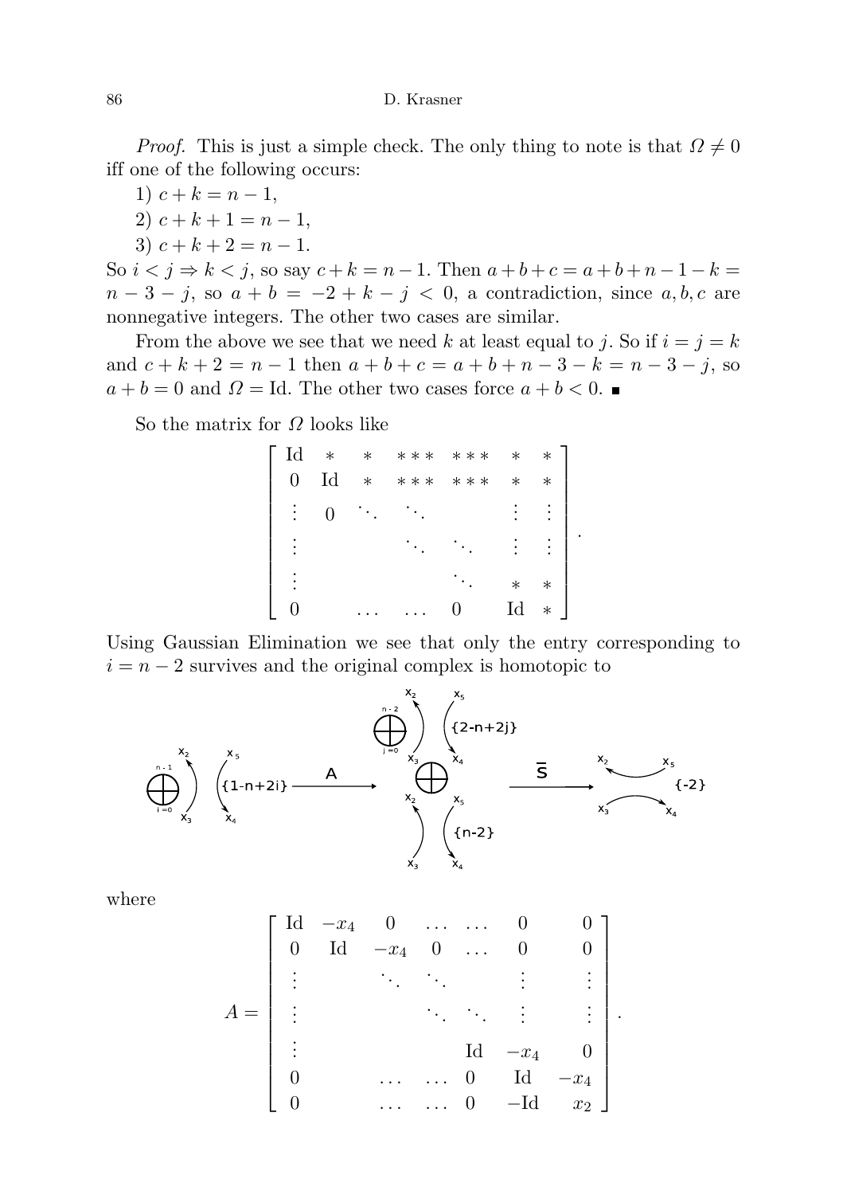*Proof.* This is just a simple check. The only thing to note is that $\Omega \neq 0$ iff one of the following occurs:

1) $c + k = n - 1$,

2) $c + k + 1 = n - 1$,

3) $c + k + 2 = n - 1$.

So $i < j \Rightarrow k < j$, so say $c + k = n - 1$. Then $a + b + c = a + b + n - 1 - k = n - 3 - j$, so $a + b = -2 + k - j < 0$, a contradiction, since $a, b, c$ are nonnegative integers. The other two cases are similar.

From the above we see that we need $k$ at least equal to $j$. So if $i = j = k$ and $c + k + 2 = n - 1$ then $a + b + c = a + b + n - 3 - k = n - 3 - j$, so $a + b = 0$ and $\Omega = \mathrm{Id}$. The other two cases force $a + b < 0$. ∎

So the matrix for $\Omega$ looks like

$$\begin{bmatrix} \mathrm{Id} & * & * & *** & *** & * & * \\ 0 & \mathrm{Id} & * & *** & *** & * & * \\ \vdots & 0 & \ddots & \ddots & & \vdots & \vdots \\ \vdots & & & \ddots & \ddots & \vdots & \vdots \\ \vdots & & & & \ddots & * & * \\ 0 & & \dots & \dots & 0 & \mathrm{Id} & * \end{bmatrix}.$$

Using Gaussian Elimination we see that only the entry corresponding to $i = n - 2$ survives and the original complex is homotopic to

$$\bigoplus_{i=0}^{n-1} \left( x_2, x_3, x_5, x_4 \right)\{1-n+2i\} \xrightarrow{A} \bigoplus_{j=0}^{n-2} \left( x_2, x_3, x_5, x_4 \right)\{2-n+2j\} \oplus \left( x_2, x_3, x_5, x_4 \right)\{n-2\} \xrightarrow{\bar{S}} \left( x_2, x_3, x_5, x_4 \right)\{-2\}$$

where

$$A = \begin{bmatrix} \mathrm{Id} & -x_4 & 0 & \dots & \dots & 0 & 0 \\ 0 & \mathrm{Id} & -x_4 & 0 & \dots & 0 & 0 \\ \vdots & & \ddots & \ddots & & \vdots & \vdots \\ \vdots & & & \ddots & \ddots & \vdots & \vdots \\ \vdots & & & & \mathrm{Id} & -x_4 & 0 \\ 0 & & \dots & \dots & 0 & \mathrm{Id} & -x_4 \\ 0 & & \dots & \dots & 0 & -\mathrm{Id} & x_2 \end{bmatrix}.$$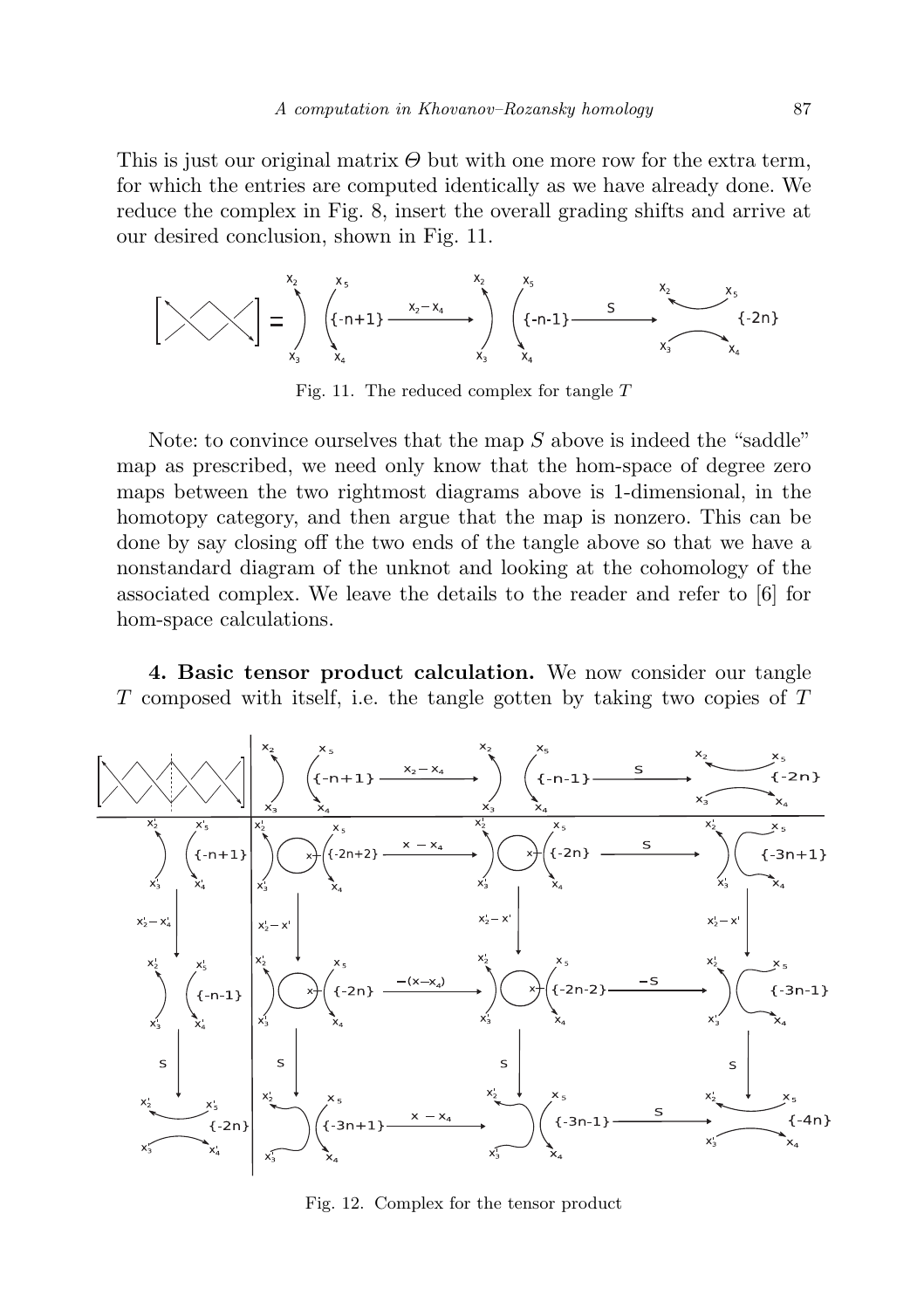This is just our original matrix $\Theta$ but with one more row for the extra term, for which the entries are computed identically as we have already done. We reduce the complex in Fig. 8, insert the overall grading shifts and arrive at our desired conclusion, shown in Fig. 11.

Fig. 11. The reduced complex for tangle $T$

Note: to convince ourselves that the map $S$ above is indeed the "saddle" map as prescribed, we need only know that the hom-space of degree zero maps between the two rightmost diagrams above is 1-dimensional, in the homotopy category, and then argue that the map is nonzero. This can be done by say closing off the two ends of the tangle above so that we have a nonstandard diagram of the unknot and looking at the cohomology of the associated complex. We leave the details to the reader and refer to [6] for hom-space calculations.

**4. Basic tensor product calculation.** We now consider our tangle $T$ composed with itself, i.e. the tangle gotten by taking two copies of $T$

Fig. 12. Complex for the tensor product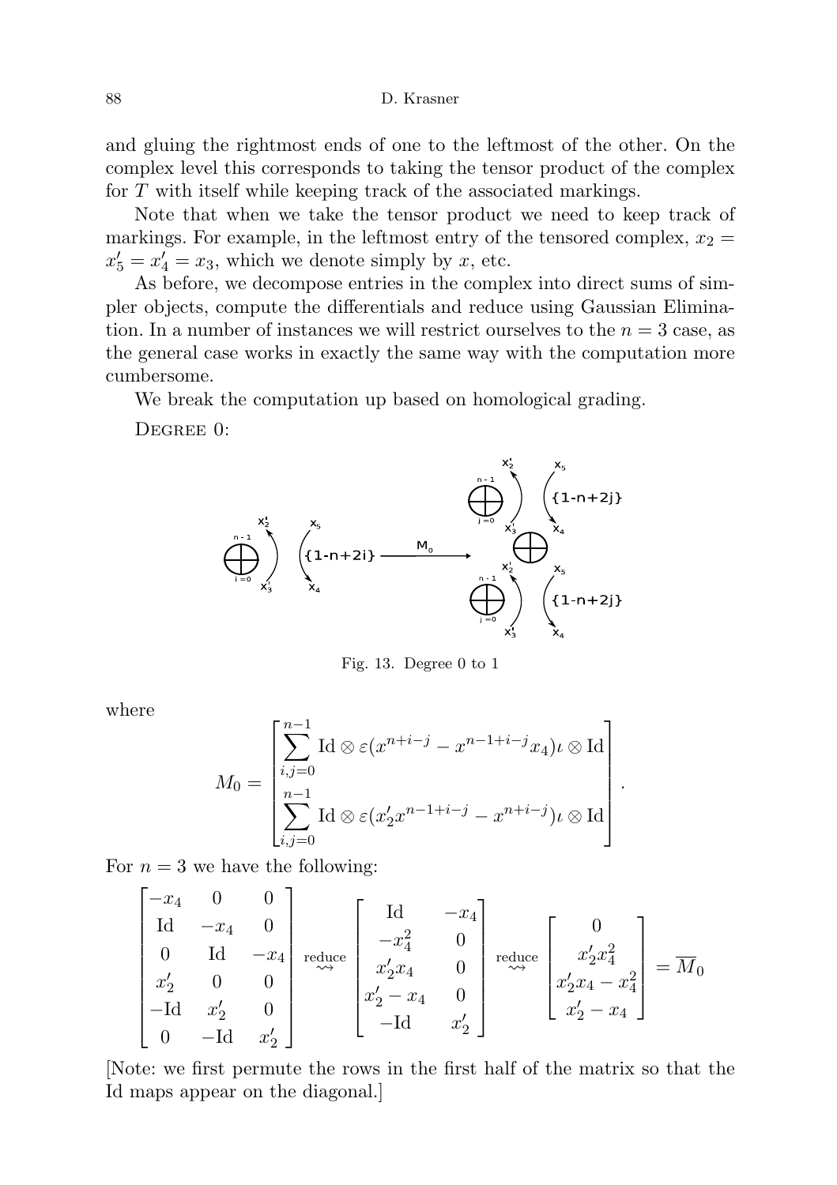and gluing the rightmost ends of one to the leftmost of the other. On the complex level this corresponds to taking the tensor product of the complex for $T$ with itself while keeping track of the associated markings.

Note that when we take the tensor product we need to keep track of markings. For example, in the leftmost entry of the tensored complex, $x_2 = x_5' = x_4' = x_3$, which we denote simply by $x$, etc.

As before, we decompose entries in the complex into direct sums of simpler objects, compute the differentials and reduce using Gaussian Elimination. In a number of instances we will restrict ourselves to the $n = 3$ case, as the general case works in exactly the same way with the computation more cumbersome.

We break the computation up based on homological grading.

Degree 0:

Fig. 13. Degree 0 to 1

where

$$M_0 = \begin{bmatrix} \displaystyle\sum_{i,j=0}^{n-1} \mathrm{Id} \otimes \varepsilon(x^{n+i-j} - x^{n-1+i-j}x_4)\iota \otimes \mathrm{Id} \\ \displaystyle\sum_{i,j=0}^{n-1} \mathrm{Id} \otimes \varepsilon(x_2' x^{n-1+i-j} - x^{n+i-j})\iota \otimes \mathrm{Id} \end{bmatrix}.$$

For $n = 3$ we have the following:

$$\begin{bmatrix} -x_4 & 0 & 0 \\ \mathrm{Id} & -x_4 & 0 \\ 0 & \mathrm{Id} & -x_4 \\ x_2' & 0 & 0 \\ -\mathrm{Id} & x_2' & 0 \\ 0 & -\mathrm{Id} & x_2' \end{bmatrix} \overset{\text{reduce}}{\rightsquigarrow} \begin{bmatrix} \mathrm{Id} & -x_4 \\ -x_4^2 & 0 \\ x_2' x_4 & 0 \\ x_2' - x_4 & 0 \\ -\mathrm{Id} & x_2' \end{bmatrix} \overset{\text{reduce}}{\rightsquigarrow} \begin{bmatrix} 0 \\ x_2' x_4^2 \\ x_2' x_4 - x_4^2 \\ x_2' - x_4 \end{bmatrix} = \overline{M}_0$$

[Note: we first permute the rows in the first half of the matrix so that the Id maps appear on the diagonal.]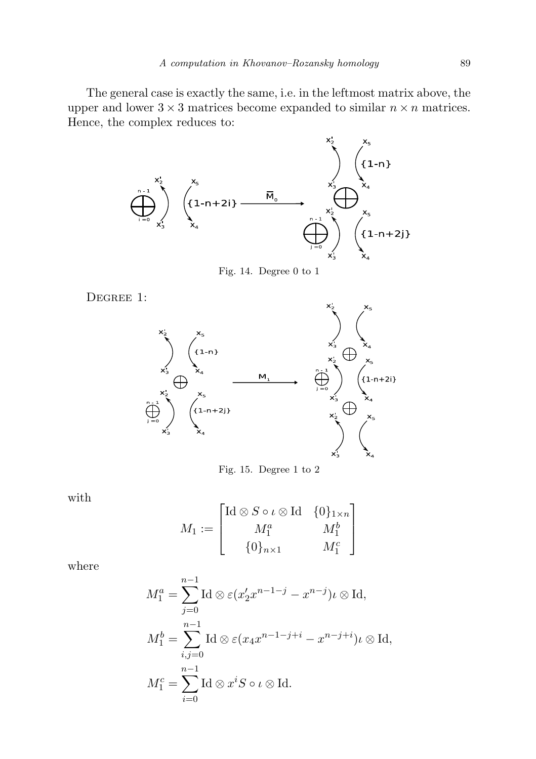The general case is exactly the same, i.e. in the leftmost matrix above, the upper and lower $3 \times 3$ matrices become expanded to similar $n \times n$ matrices. Hence, the complex reduces to:

Fig. 14. Degree 0 to 1

DEGREE 1:

Fig. 15. Degree 1 to 2

with

$$M_1 := \begin{bmatrix} \mathrm{Id} \otimes S \circ \iota \otimes \mathrm{Id} & \{0\}_{1\times n} \\ M_1^a & M_1^b \\ \{0\}_{n\times 1} & M_1^c \end{bmatrix}$$

where

$$M_1^a = \sum_{j=0}^{n-1} \mathrm{Id} \otimes \varepsilon(x_2' x^{n-1-j} - x^{n-j})\iota \otimes \mathrm{Id},$$

$$M_1^b = \sum_{i,j=0}^{n-1} \mathrm{Id} \otimes \varepsilon(x_4 x^{n-1-j+i} - x^{n-j+i})\iota \otimes \mathrm{Id},$$

$$M_1^c = \sum_{i=0}^{n-1} \mathrm{Id} \otimes x^i S \circ \iota \otimes \mathrm{Id}.$$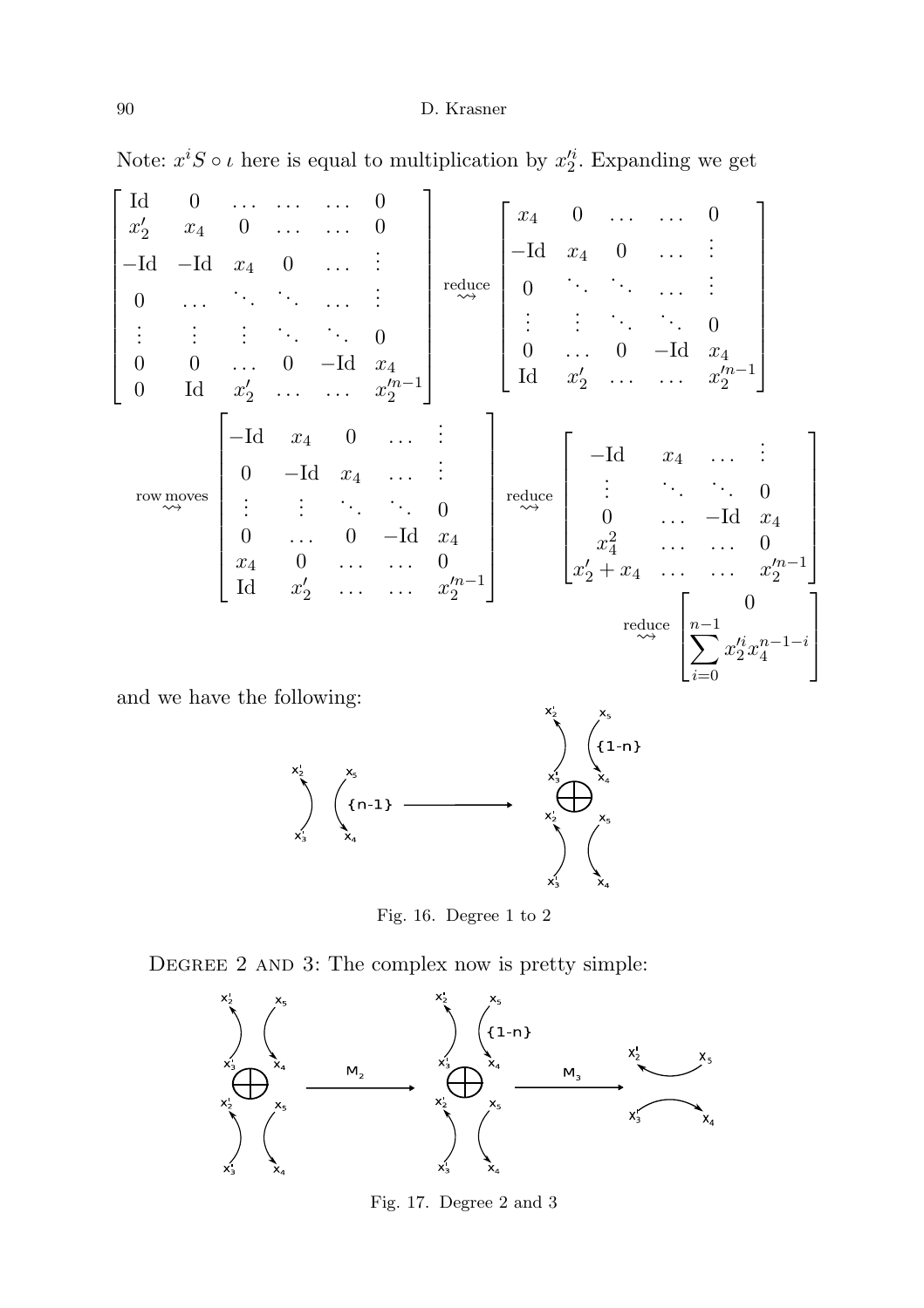Note: $x^i S \circ \iota$ here is equal to multiplication by $x_2'^i$. Expanding we get

$$
\begin{bmatrix}
\mathrm{Id} & 0 & \dots & \dots & \dots & 0 \\
x_2' & x_4 & 0 & \dots & \dots & 0 \\
-\mathrm{Id} & -\mathrm{Id} & x_4 & 0 & \dots & \vdots \\
0 & \dots & \ddots & \ddots & \dots & \vdots \\
\vdots & \vdots & \vdots & \ddots & \ddots & 0 \\
0 & 0 & \dots & 0 & -\mathrm{Id} & x_4 \\
0 & \mathrm{Id} & x_2' & \dots & \dots & x_2'^{n-1}
\end{bmatrix}
\overset{\text{reduce}}{\rightsquigarrow}
\begin{bmatrix}
x_4 & 0 & \dots & \dots & 0 \\
-\mathrm{Id} & x_4 & 0 & \dots & \vdots \\
0 & \ddots & \ddots & \dots & \vdots \\
\vdots & \vdots & \ddots & \ddots & 0 \\
0 & \dots & 0 & -\mathrm{Id} & x_4 \\
\mathrm{Id} & x_2' & \dots & \dots & x_2'^{n-1}
\end{bmatrix}
$$

$$
\overset{\text{row moves}}{\rightsquigarrow}
\begin{bmatrix}
-\mathrm{Id} & x_4 & 0 & \dots & \vdots \\
0 & -\mathrm{Id} & x_4 & \dots & \vdots \\
\vdots & \vdots & \ddots & \ddots & 0 \\
0 & \dots & 0 & -\mathrm{Id} & x_4 \\
x_4 & 0 & \dots & \dots & 0 \\
\mathrm{Id} & x_2' & \dots & \dots & x_2'^{n-1}
\end{bmatrix}
\overset{\text{reduce}}{\rightsquigarrow}
\begin{bmatrix}
-\mathrm{Id} & x_4 & \dots & \vdots \\
\vdots & \ddots & \ddots & 0 \\
0 & \dots & -\mathrm{Id} & x_4 \\
x_4^2 & \dots & \dots & 0 \\
x_2' + x_4 & \dots & \dots & x_2'^{n-1}
\end{bmatrix}
$$

$$
\overset{\text{reduce}}{\rightsquigarrow}
\begin{bmatrix}
0 \\
\displaystyle\sum_{i=0}^{n-1} x_2'^i x_4^{n-1-i}
\end{bmatrix}
$$

and we have the following:

Fig. 16. Degree 1 to 2

Degree 2 and 3: The complex now is pretty simple:

Fig. 17. Degree 2 and 3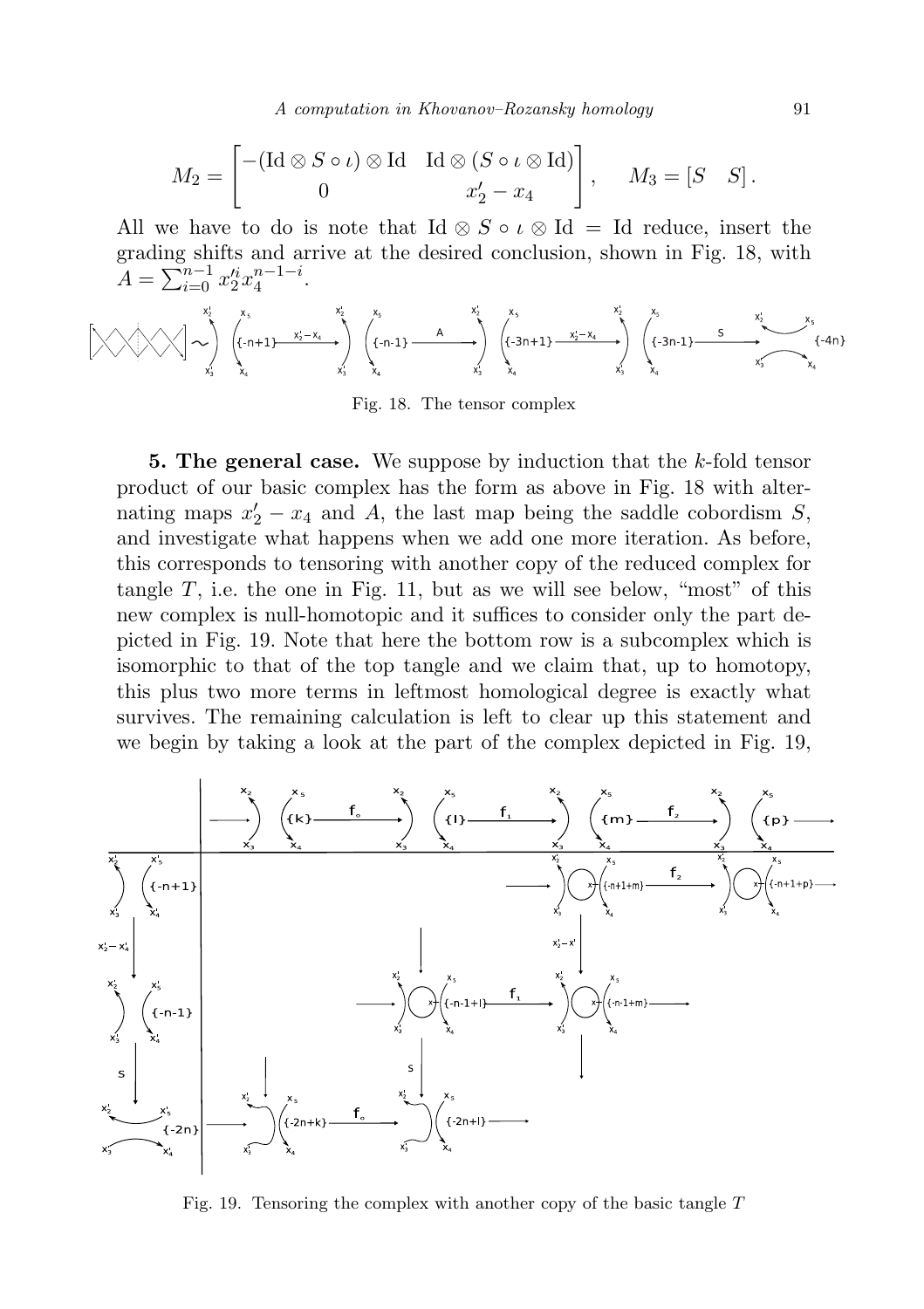$$M_2 = \begin{bmatrix} -(\mathrm{Id} \otimes S \circ \iota) \otimes \mathrm{Id} & \mathrm{Id} \otimes (S \circ \iota \otimes \mathrm{Id}) \\ 0 & x_2' - x_4 \end{bmatrix}, \qquad M_3 = [S \quad S].$$

All we have to do is note that $\mathrm{Id} \otimes S \circ \iota \otimes \mathrm{Id} = \mathrm{Id}$ reduce, insert the grading shifts and arrive at the desired conclusion, shown in Fig. 18, with $A = \sum_{i=0}^{n-1} x_2'^i x_4^{n-1-i}$.

Fig. 18. The tensor complex

**5. The general case.** We suppose by induction that the $k$-fold tensor product of our basic complex has the form as above in Fig. 18 with alternating maps $x_2' - x_4$ and $A$, the last map being the saddle cobordism $S$, and investigate what happens when we add one more iteration. As before, this corresponds to tensoring with another copy of the reduced complex for tangle $T$, i.e. the one in Fig. 11, but as we will see below, "most" of this new complex is null-homotopic and it suffices to consider only the part depicted in Fig. 19. Note that here the bottom row is a subcomplex which is isomorphic to that of the top tangle and we claim that, up to homotopy, this plus two more terms in leftmost homological degree is exactly what survives. The remaining calculation is left to clear up this statement and we begin by taking a look at the part of the complex depicted in Fig. 19,

Fig. 19. Tensoring the complex with another copy of the basic tangle $T$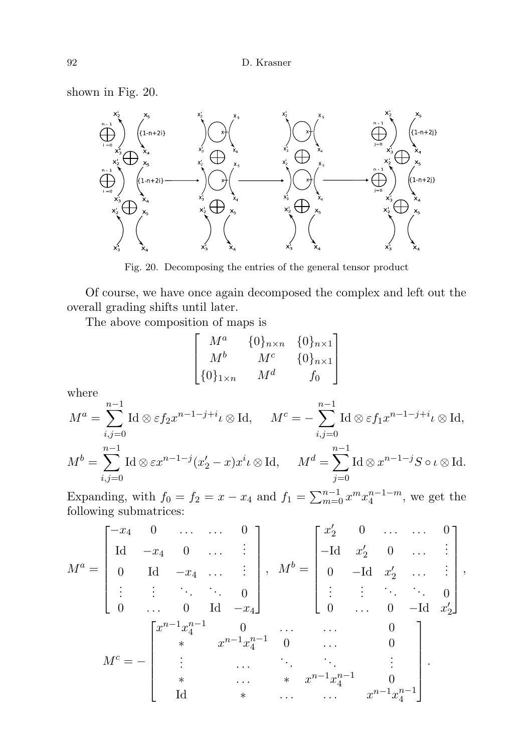shown in Fig. 20.

Fig. 20. Decomposing the entries of the general tensor product

Of course, we have once again decomposed the complex and left out the overall grading shifts until later.

The above composition of maps is

$$\begin{bmatrix} M^a & \{0\}_{n\times n} & \{0\}_{n\times 1} \\ M^b & M^c & \{0\}_{n\times 1} \\ \{0\}_{1\times n} & M^d & f_0 \end{bmatrix}$$

where

$$M^a = \sum_{i,j=0}^{n-1} \mathrm{Id} \otimes \varepsilon f_2 x^{n-1-j+i}\iota \otimes \mathrm{Id}, \qquad M^c = -\sum_{i,j=0}^{n-1} \mathrm{Id} \otimes \varepsilon f_1 x^{n-1-j+i}\iota \otimes \mathrm{Id},$$

$$M^b = \sum_{i,j=0}^{n-1} \mathrm{Id} \otimes \varepsilon x^{n-1-j}(x_2' - x)x^i\iota \otimes \mathrm{Id}, \qquad M^d = \sum_{j=0}^{n-1} \mathrm{Id} \otimes x^{n-1-j} S \circ \iota \otimes \mathrm{Id}.$$

Expanding, with $f_0 = f_2 = x - x_4$ and $f_1 = \sum_{m=0}^{n-1} x^m x_4^{n-1-m}$, we get the following submatrices:

$$M^a = \begin{bmatrix} -x_4 & 0 & \dots & \dots & 0 \\ \mathrm{Id} & -x_4 & 0 & \dots & \vdots \\ 0 & \mathrm{Id} & -x_4 & \dots & \vdots \\ \vdots & \vdots & \ddots & \ddots & 0 \\ 0 & \dots & 0 & \mathrm{Id} & -x_4 \end{bmatrix}, \quad M^b = \begin{bmatrix} x_2' & 0 & \dots & \dots & 0 \\ -\mathrm{Id} & x_2' & 0 & \dots & \vdots \\ 0 & -\mathrm{Id} & x_2' & \dots & \vdots \\ \vdots & \vdots & \ddots & \ddots & 0 \\ 0 & \dots & 0 & -\mathrm{Id} & x_2' \end{bmatrix},$$

$$M^c = -\begin{bmatrix} x^{n-1}x_4^{n-1} & 0 & \dots & \dots & 0 \\ * & x^{n-1}x_4^{n-1} & 0 & \dots & 0 \\ \vdots & \dots & \ddots & \ddots & \vdots \\ * & \dots & * & x^{n-1}x_4^{n-1} & 0 \\ \mathrm{Id} & * & \dots & \dots & x^{n-1}x_4^{n-1} \end{bmatrix}.$$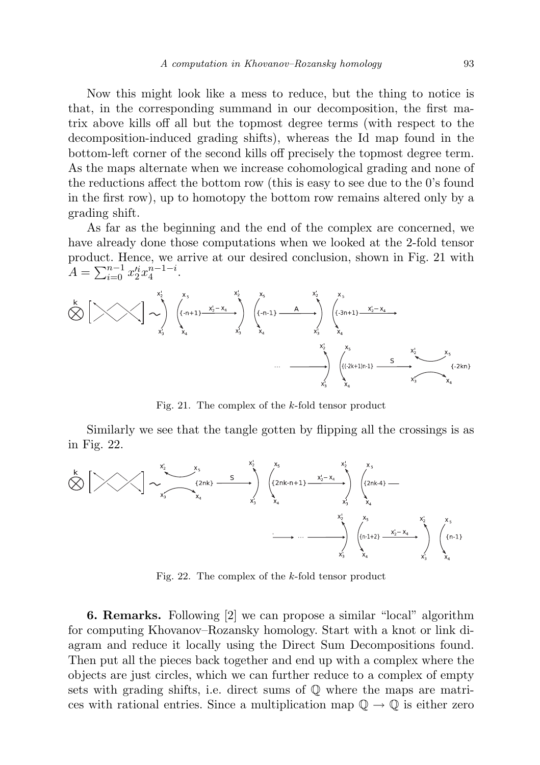Now this might look like a mess to reduce, but the thing to notice is that, in the corresponding summand in our decomposition, the first matrix above kills off all but the topmost degree terms (with respect to the decomposition-induced grading shifts), whereas the Id map found in the bottom-left corner of the second kills off precisely the topmost degree term. As the maps alternate when we increase cohomological grading and none of the reductions affect the bottom row (this is easy to see due to the 0's found in the first row), up to homotopy the bottom row remains altered only by a grading shift.

As far as the beginning and the end of the complex are concerned, we have already done those computations when we looked at the 2-fold tensor product. Hence, we arrive at our desired conclusion, shown in Fig. 21 with $A = \sum_{i=0}^{n-1} x_2'^i x_4^{n-1-i}$.

Fig. 21. The complex of the $k$-fold tensor product

Similarly we see that the tangle gotten by flipping all the crossings is as in Fig. 22.

Fig. 22. The complex of the $k$-fold tensor product

**6. Remarks.** Following [2] we can propose a similar "local" algorithm for computing Khovanov–Rozansky homology. Start with a knot or link diagram and reduce it locally using the Direct Sum Decompositions found. Then put all the pieces back together and end up with a complex where the objects are just circles, which we can further reduce to a complex of empty sets with grading shifts, i.e. direct sums of $\mathbb{Q}$ where the maps are matrices with rational entries. Since a multiplication map $\mathbb{Q} \to \mathbb{Q}$ is either zero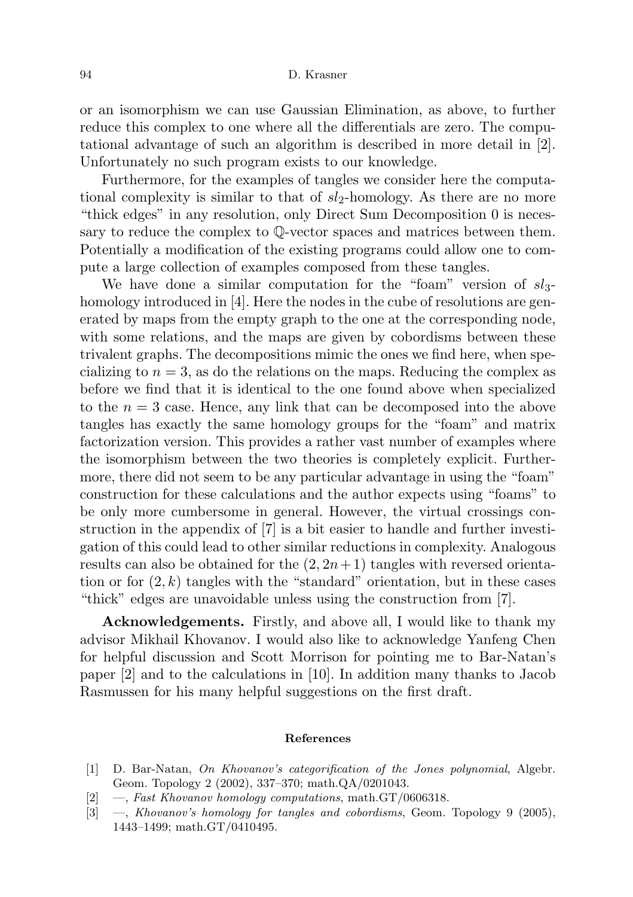or an isomorphism we can use Gaussian Elimination, as above, to further reduce this complex to one where all the differentials are zero. The computational advantage of such an algorithm is described in more detail in [2]. Unfortunately no such program exists to our knowledge.

Furthermore, for the examples of tangles we consider here the computational complexity is similar to that of $sl_2$-homology. As there are no more "thick edges" in any resolution, only Direct Sum Decomposition 0 is necessary to reduce the complex to $\mathbb{Q}$-vector spaces and matrices between them. Potentially a modification of the existing programs could allow one to compute a large collection of examples composed from these tangles.

We have done a similar computation for the "foam" version of $sl_3$-homology introduced in [4]. Here the nodes in the cube of resolutions are generated by maps from the empty graph to the one at the corresponding node, with some relations, and the maps are given by cobordisms between these trivalent graphs. The decompositions mimic the ones we find here, when specializing to $n = 3$, as do the relations on the maps. Reducing the complex as before we find that it is identical to the one found above when specialized to the $n = 3$ case. Hence, any link that can be decomposed into the above tangles has exactly the same homology groups for the "foam" and matrix factorization version. This provides a rather vast number of examples where the isomorphism between the two theories is completely explicit. Furthermore, there did not seem to be any particular advantage in using the "foam" construction for these calculations and the author expects using "foams" to be only more cumbersome in general. However, the virtual crossings construction in the appendix of [7] is a bit easier to handle and further investigation of this could lead to other similar reductions in complexity. Analogous results can also be obtained for the $(2, 2n+1)$ tangles with reversed orientation or for $(2, k)$ tangles with the "standard" orientation, but in these cases "thick" edges are unavoidable unless using the construction from [7].

**Acknowledgements.** Firstly, and above all, I would like to thank my advisor Mikhail Khovanov. I would also like to acknowledge Yanfeng Chen for helpful discussion and Scott Morrison for pointing me to Bar-Natan's paper [2] and to the calculations in [10]. In addition many thanks to Jacob Rasmussen for his many helpful suggestions on the first draft.

## References

[1] D. Bar-Natan, *On Khovanov's categorification of the Jones polynomial*, Algebr. Geom. Topology 2 (2002), 337–370; math.QA/0201043.

[2] —, *Fast Khovanov homology computations*, math.GT/0606318.

[3] —, *Khovanov's homology for tangles and cobordisms*, Geom. Topology 9 (2005), 1443–1499; math.GT/0410495.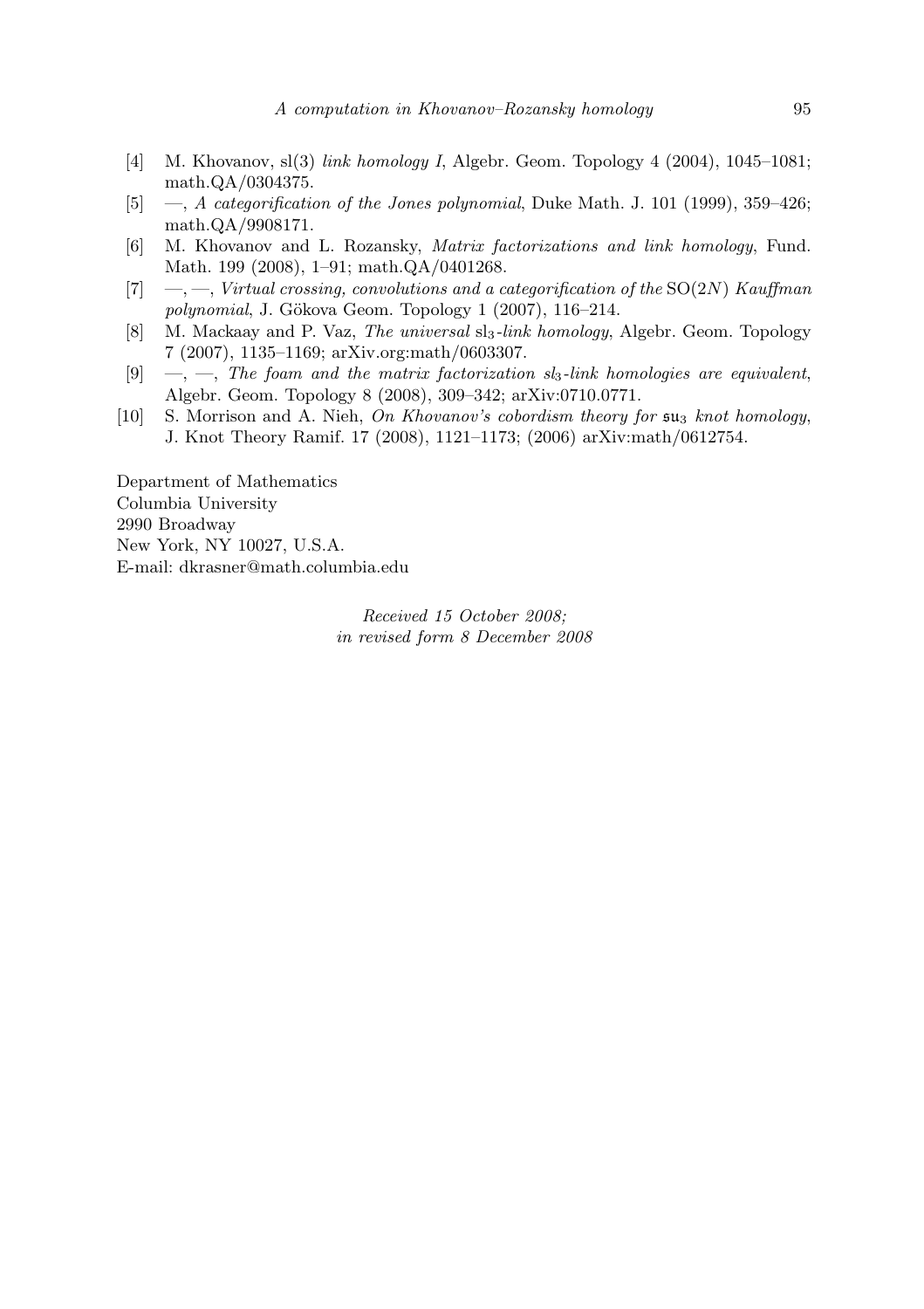[4] M. Khovanov, sl(3) *link homology I*, Algebr. Geom. Topology 4 (2004), 1045–1081; math.QA/0304375.

[5] —, *A categorification of the Jones polynomial*, Duke Math. J. 101 (1999), 359–426; math.QA/9908171.

[6] M. Khovanov and L. Rozansky, *Matrix factorizations and link homology*, Fund. Math. 199 (2008), 1–91; math.QA/0401268.

[7] —, —, *Virtual crossing, convolutions and a categorification of the* SO(2*N*) *Kauffman polynomial*, J. Gökova Geom. Topology 1 (2007), 116–214.

[8] M. Mackaay and P. Vaz, *The universal* $\mathrm{sl}_3$*-link homology*, Algebr. Geom. Topology 7 (2007), 1135–1169; arXiv.org:math/0603307.

[9] —, —, *The foam and the matrix factorization* $sl_3$*-link homologies are equivalent*, Algebr. Geom. Topology 8 (2008), 309–342; arXiv:0710.0771.

[10] S. Morrison and A. Nieh, *On Khovanov's cobordism theory for* $\mathfrak{su}_3$ *knot homology*, J. Knot Theory Ramif. 17 (2008), 1121–1173; (2006) arXiv:math/0612754.

Department of Mathematics
Columbia University
2990 Broadway
New York, NY 10027, U.S.A.
E-mail: dkrasner@math.columbia.edu

*Received 15 October 2008;*
*in revised form 8 December 2008*